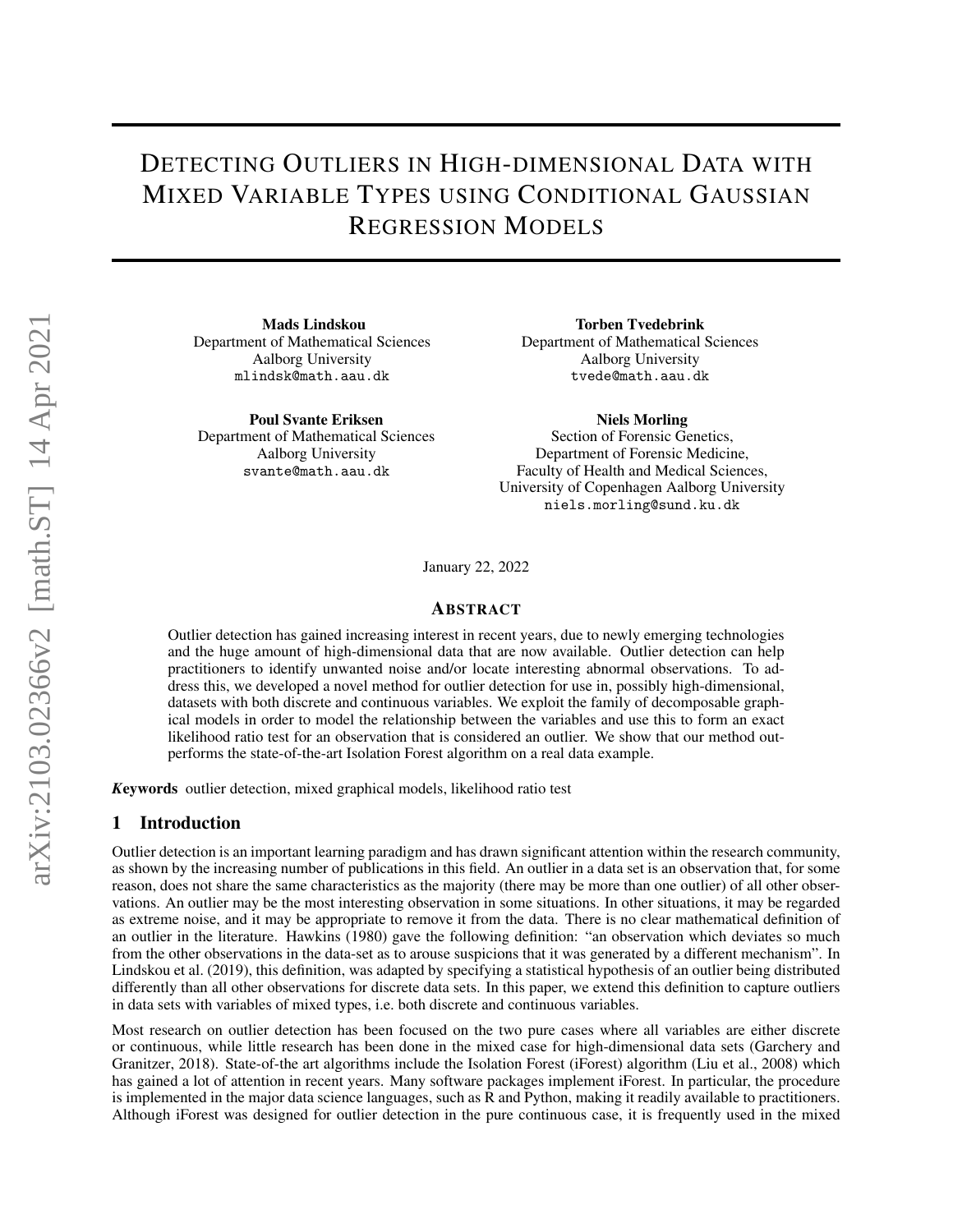# Detecting Outliers in High-dimensional Data with Mixed Variable Types using Conditional Gaussian Regression Models

**Mads Lindskou**
Department of Mathematical Sciences
Aalborg University
mlindsk@math.aau.dk

**Torben Tvedebrink**
Department of Mathematical Sciences
Aalborg University
tvede@math.aau.dk

**Poul Svante Eriksen**
Department of Mathematical Sciences
Aalborg University
svante@math.aau.dk

**Niels Morling**
Section of Forensic Genetics,
Department of Forensic Medicine,
Faculty of Health and Medical Sciences,
University of Copenhagen Aalborg University
niels.morling@sund.ku.dk

January 22, 2022

## Abstract

Outlier detection has gained increasing interest in recent years, due to newly emerging technologies and the huge amount of high-dimensional data that are now available. Outlier detection can help practitioners to identify unwanted noise and/or locate interesting abnormal observations. To address this, we developed a novel method for outlier detection for use in, possibly high-dimensional, datasets with both discrete and continuous variables. We exploit the family of decomposable graphical models in order to model the relationship between the variables and use this to form an exact likelihood ratio test for an observation that is considered an outlier. We show that our method outperforms the state-of-the-art Isolation Forest algorithm on a real data example.

***Keywords*** outlier detection, mixed graphical models, likelihood ratio test

## 1 Introduction

Outlier detection is an important learning paradigm and has drawn significant attention within the research community, as shown by the increasing number of publications in this field. An outlier in a data set is an observation that, for some reason, does not share the same characteristics as the majority (there may be more than one outlier) of all other observations. An outlier may be the most interesting observation in some situations. In other situations, it may be regarded as extreme noise, and it may be appropriate to remove it from the data. There is no clear mathematical definition of an outlier in the literature. Hawkins (1980) gave the following definition: "an observation which deviates so much from the other observations in the data-set as to arouse suspicions that it was generated by a different mechanism". In Lindskou et al. (2019), this definition, was adapted by specifying a statistical hypothesis of an outlier being distributed differently than all other observations for discrete data sets. In this paper, we extend this definition to capture outliers in data sets with variables of mixed types, i.e. both discrete and continuous variables.

Most research on outlier detection has been focused on the two pure cases where all variables are either discrete or continuous, while little research has been done in the mixed case for high-dimensional data sets (Garchery and Granitzer, 2018). State-of-the art algorithms include the Isolation Forest (iForest) algorithm (Liu et al., 2008) which has gained a lot of attention in recent years. Many software packages implement iForest. In particular, the procedure is implemented in the major data science languages, such as R and Python, making it readily available to practitioners. Although iForest was designed for outlier detection in the pure continuous case, it is frequently used in the mixed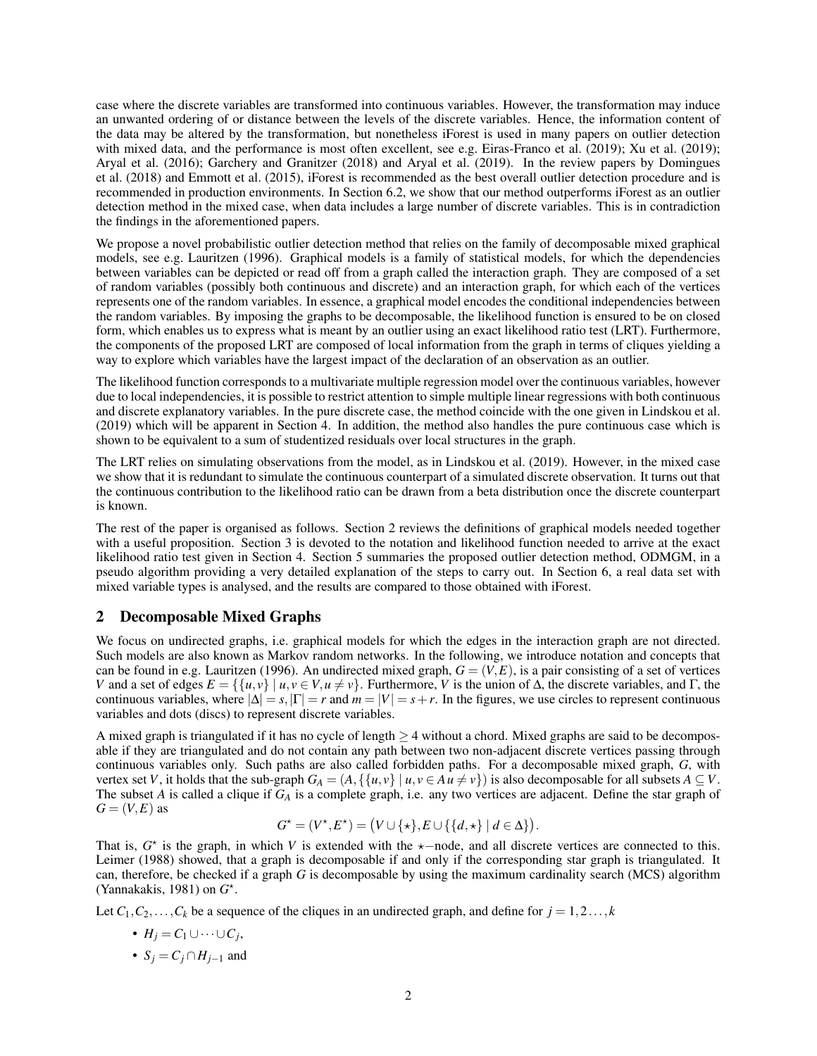case where the discrete variables are transformed into continuous variables. However, the transformation may induce an unwanted ordering of or distance between the levels of the discrete variables. Hence, the information content of the data may be altered by the transformation, but nonetheless iForest is used in many papers on outlier detection with mixed data, and the performance is most often excellent, see e.g. Eiras-Franco et al. (2019); Xu et al. (2019); Aryal et al. (2016); Garchery and Granitzer (2018) and Aryal et al. (2019). In the review papers by Domingues et al. (2018) and Emmott et al. (2015), iForest is recommended as the best overall outlier detection procedure and is recommended in production environments. In Section 6.2, we show that our method outperforms iForest as an outlier detection method in the mixed case, when data includes a large number of discrete variables. This is in contradiction the findings in the aforementioned papers.

We propose a novel probabilistic outlier detection method that relies on the family of decomposable mixed graphical models, see e.g. Lauritzen (1996). Graphical models is a family of statistical models, for which the dependencies between variables can be depicted or read off from a graph called the interaction graph. They are composed of a set of random variables (possibly both continuous and discrete) and an interaction graph, for which each of the vertices represents one of the random variables. In essence, a graphical model encodes the conditional independencies between the random variables. By imposing the graphs to be decomposable, the likelihood function is ensured to be on closed form, which enables us to express what is meant by an outlier using an exact likelihood ratio test (LRT). Furthermore, the components of the proposed LRT are composed of local information from the graph in terms of cliques yielding a way to explore which variables have the largest impact of the declaration of an observation as an outlier.

The likelihood function corresponds to a multivariate multiple regression model over the continuous variables, however due to local independencies, it is possible to restrict attention to simple multiple linear regressions with both continuous and discrete explanatory variables. In the pure discrete case, the method coincide with the one given in Lindskou et al. (2019) which will be apparent in Section 4. In addition, the method also handles the pure continuous case which is shown to be equivalent to a sum of studentized residuals over local structures in the graph.

The LRT relies on simulating observations from the model, as in Lindskou et al. (2019). However, in the mixed case we show that it is redundant to simulate the continuous counterpart of a simulated discrete observation. It turns out that the continuous contribution to the likelihood ratio can be drawn from a beta distribution once the discrete counterpart is known.

The rest of the paper is organised as follows. Section 2 reviews the definitions of graphical models needed together with a useful proposition. Section 3 is devoted to the notation and likelihood function needed to arrive at the exact likelihood ratio test given in Section 4. Section 5 summaries the proposed outlier detection method, ODMGM, in a pseudo algorithm providing a very detailed explanation of the steps to carry out. In Section 6, a real data set with mixed variable types is analysed, and the results are compared to those obtained with iForest.

## 2 Decomposable Mixed Graphs

We focus on undirected graphs, i.e. graphical models for which the edges in the interaction graph are not directed. Such models are also known as Markov random networks. In the following, we introduce notation and concepts that can be found in e.g. Lauritzen (1996). An undirected mixed graph, $G = (V, E)$, is a pair consisting of a set of vertices $V$ and a set of edges $E = \{\{u, v\} \mid u, v \in V, u \neq v\}$. Furthermore, $V$ is the union of $\Delta$, the discrete variables, and $\Gamma$, the continuous variables, where $|\Delta| = s, |\Gamma| = r$ and $m = |V| = s + r$. In the figures, we use circles to represent continuous variables and dots (discs) to represent discrete variables.

A mixed graph is triangulated if it has no cycle of length $\geq 4$ without a chord. Mixed graphs are said to be decomposable if they are triangulated and do not contain any path between two non-adjacent discrete vertices passing through continuous variables only. Such paths are also called forbidden paths. For a decomposable mixed graph, $G$, with vertex set $V$, it holds that the sub-graph $G_A = (A, \{\{u, v\} \mid u, v \in A u \neq v\})$ is also decomposable for all subsets $A \subseteq V$. The subset $A$ is called a clique if $G_A$ is a complete graph, i.e. any two vertices are adjacent. Define the star graph of $G = (V, E)$ as

$$G^\star = (V^\star, E^\star) = \left(V \cup \{\star\}, E \cup \{\{d, \star\} \mid d \in \Delta\}\right).$$

That is, $G^\star$ is the graph, in which $V$ is extended with the $\star-$node, and all discrete vertices are connected to this. Leimer (1988) showed, that a graph is decomposable if and only if the corresponding star graph is triangulated. It can, therefore, be checked if a graph $G$ is decomposable by using the maximum cardinality search (MCS) algorithm (Yannakakis, 1981) on $G^\star$.

Let $C_1, C_2, \ldots, C_k$ be a sequence of the cliques in an undirected graph, and define for $j = 1, 2 \ldots, k$

- $H_j = C_1 \cup \cdots \cup C_j$,
- $S_j = C_j \cap H_{j-1}$ and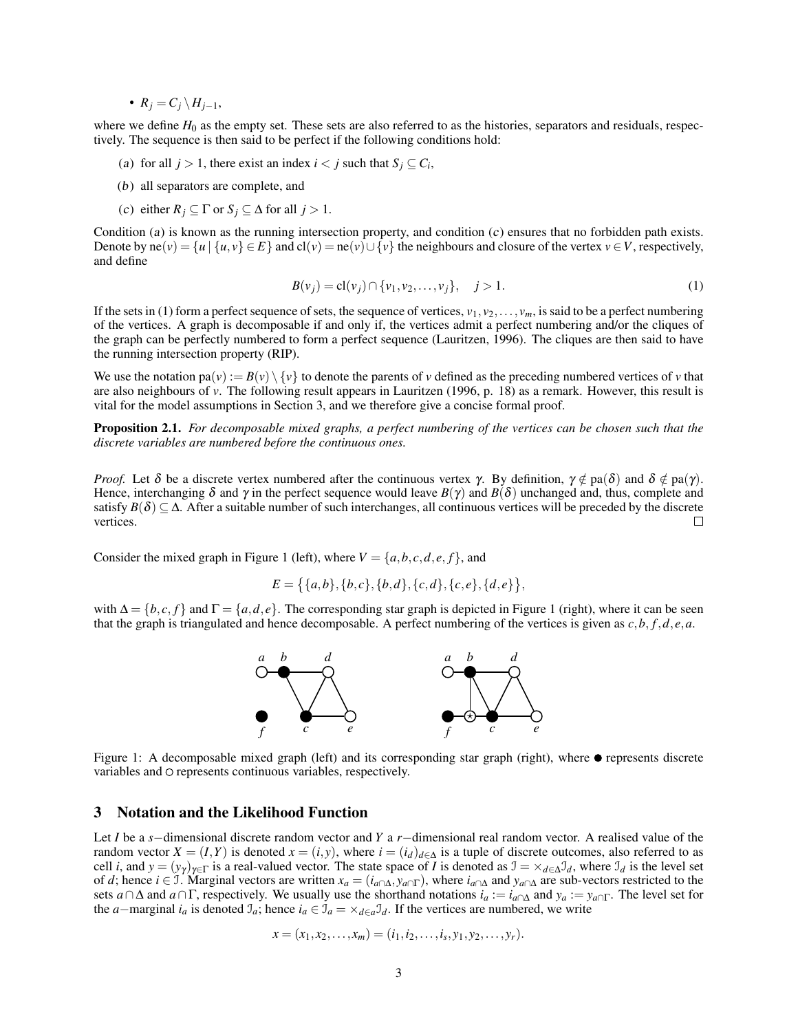- $R_j = C_j \setminus H_{j-1}$,

where we define $H_0$ as the empty set. These sets are also referred to as the histories, separators and residuals, respectively. The sequence is then said to be perfect if the following conditions hold:

(a) for all $j > 1$, there exist an index $i < j$ such that $S_j \subseteq C_i$,

(b) all separators are complete, and

(c) either $R_j \subseteq \Gamma$ or $S_j \subseteq \Delta$ for all $j > 1$.

Condition (a) is known as the running intersection property, and condition (c) ensures that no forbidden path exists. Denote by $\text{ne}(v) = \{u \mid \{u,v\} \in E\}$ and $\text{cl}(v) = \text{ne}(v) \cup \{v\}$ the neighbours and closure of the vertex $v \in V$, respectively, and define

$$B(v_j) = \text{cl}(v_j) \cap \{v_1, v_2, \ldots, v_j\}, \quad j > 1. \tag{1}$$

If the sets in (1) form a perfect sequence of sets, the sequence of vertices, $v_1, v_2, \ldots, v_m$, is said to be a perfect numbering of the vertices. A graph is decomposable if and only if, the vertices admit a perfect numbering and/or the cliques of the graph can be perfectly numbered to form a perfect sequence (Lauritzen, 1996). The cliques are then said to have the running intersection property (RIP).

We use the notation $\text{pa}(v) := B(v) \setminus \{v\}$ to denote the parents of $v$ defined as the preceding numbered vertices of $v$ that are also neighbours of $v$. The following result appears in Lauritzen (1996, p. 18) as a remark. However, this result is vital for the model assumptions in Section 3, and we therefore give a concise formal proof.

**Proposition 2.1.** *For decomposable mixed graphs, a perfect numbering of the vertices can be chosen such that the discrete variables are numbered before the continuous ones.*

*Proof.* Let $\delta$ be a discrete vertex numbered after the continuous vertex $\gamma$. By definition, $\gamma \notin \text{pa}(\delta)$ and $\delta \notin \text{pa}(\gamma)$. Hence, interchanging $\delta$ and $\gamma$ in the perfect sequence would leave $B(\gamma)$ and $B(\delta)$ unchanged and, thus, complete and satisfy $B(\delta) \subseteq \Delta$. After a suitable number of such interchanges, all continuous vertices will be preceded by the discrete vertices. $\square$

Consider the mixed graph in Figure 1 (left), where $V = \{a,b,c,d,e,f\}$, and

$$E = \big\{\{a,b\},\{b,c\},\{b,d\},\{c,d\},\{c,e\},\{d,e\}\big\},$$

with $\Delta = \{b,c,f\}$ and $\Gamma = \{a,d,e\}$. The corresponding star graph is depicted in Figure 1 (right), where it can be seen that the graph is triangulated and hence decomposable. A perfect numbering of the vertices is given as $c,b,f,d,e,a$.

Figure 1: A decomposable mixed graph (left) and its corresponding star graph (right), where ● represents discrete variables and ○ represents continuous variables, respectively.

## 3 Notation and the Likelihood Function

Let $I$ be a $s-$dimensional discrete random vector and $Y$ a $r-$dimensional real random vector. A realised value of the random vector $X = (I,Y)$ is denoted $x = (i,y)$, where $i = (i_d)_{d\in\Delta}$ is a tuple of discrete outcomes, also referred to as cell $i$, and $y = (y_\gamma)_{\gamma\in\Gamma}$ is a real-valued vector. The state space of $I$ is denoted as $\mathcal{I} = \times_{d\in\Delta}\mathcal{I}_d$, where $\mathcal{I}_d$ is the level set of $d$; hence $i \in \mathcal{I}$. Marginal vectors are written $x_a = (i_{a\cap\Delta}, y_{a\cap\Gamma})$, where $i_{a\cap\Delta}$ and $y_{a\cap\Delta}$ are sub-vectors restricted to the sets $a\cap\Delta$ and $a\cap\Gamma$, respectively. We usually use the shorthand notations $i_a := i_{a\cap\Delta}$ and $y_a := y_{a\cap\Gamma}$. The level set for the $a-$marginal $i_a$ is denoted $\mathcal{I}_a$; hence $i_a \in \mathcal{I}_a = \times_{d\in a}\mathcal{I}_d$. If the vertices are numbered, we write

$$x = (x_1, x_2, \ldots, x_m) = (i_1, i_2, \ldots, i_s, y_1, y_2, \ldots, y_r).$$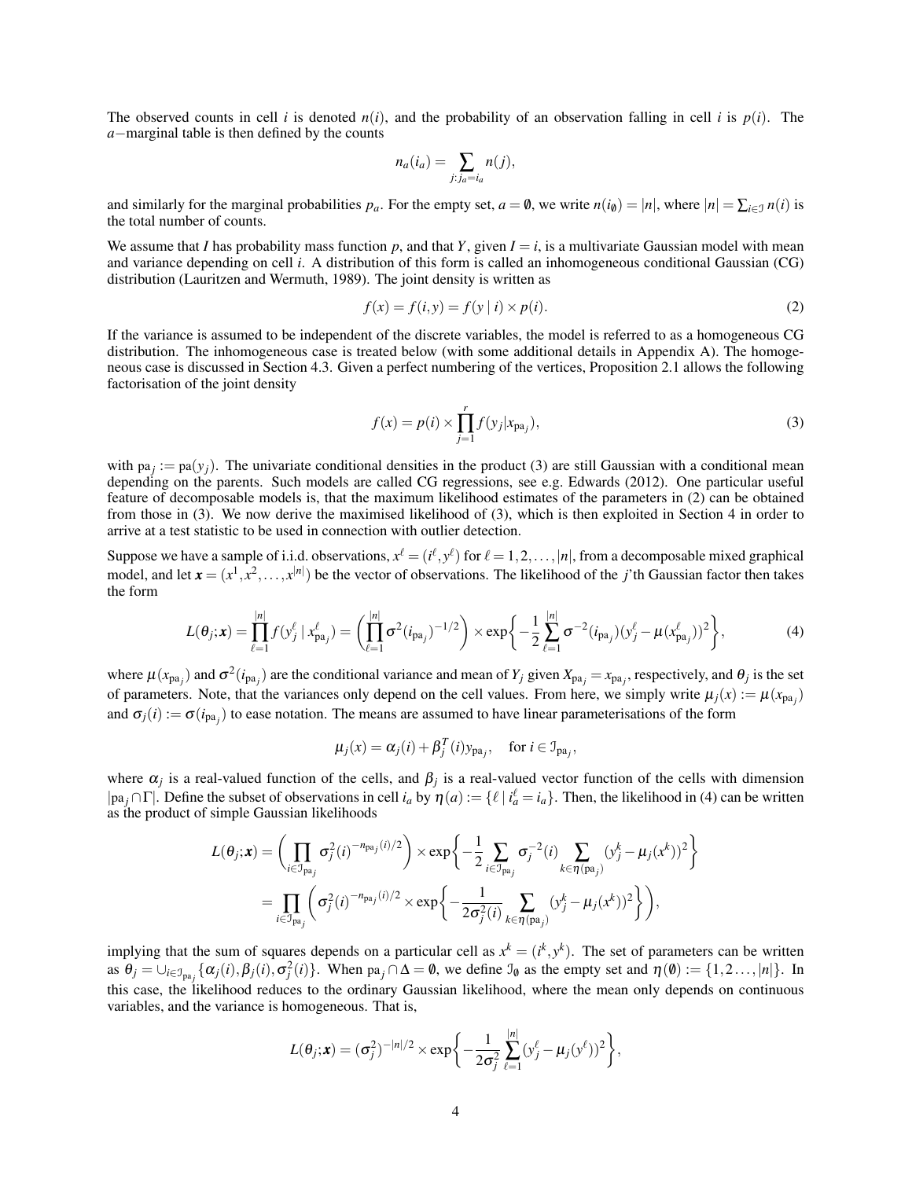The observed counts in cell $i$ is denoted $n(i)$, and the probability of an observation falling in cell $i$ is $p(i)$. The $a-$marginal table is then defined by the counts

$$n_a(i_a) = \sum_{j:j_a=i_a} n(j),$$

and similarly for the marginal probabilities $p_a$. For the empty set, $a = \emptyset$, we write $n(i_\emptyset) = |n|$, where $|n| = \sum_{i\in\mathcal{I}} n(i)$ is the total number of counts.

We assume that $I$ has probability mass function $p$, and that $Y$, given $I = i$, is a multivariate Gaussian model with mean and variance depending on cell $i$. A distribution of this form is called an inhomogeneous conditional Gaussian (CG) distribution (Lauritzen and Wermuth, 1989). The joint density is written as

$$f(x) = f(i,y) = f(y \mid i) \times p(i). \tag{2}$$

If the variance is assumed to be independent of the discrete variables, the model is referred to as a homogeneous CG distribution. The inhomogeneous case is treated below (with some additional details in Appendix A). The homogeneous case is discussed in Section 4.3. Given a perfect numbering of the vertices, Proposition 2.1 allows the following factorisation of the joint density

$$f(x) = p(i) \times \prod_{j=1}^{r} f(y_j | x_{\text{pa}_j}), \tag{3}$$

with $\text{pa}_j := \text{pa}(y_j)$. The univariate conditional densities in the product (3) are still Gaussian with a conditional mean depending on the parents. Such models are called CG regressions, see e.g. Edwards (2012). One particular useful feature of decomposable models is, that the maximum likelihood estimates of the parameters in (2) can be obtained from those in (3). We now derive the maximised likelihood of (3), which is then exploited in Section 4 in order to arrive at a test statistic to be used in connection with outlier detection.

Suppose we have a sample of i.i.d. observations, $x^\ell = (i^\ell, y^\ell)$ for $\ell = 1, 2, \ldots, |n|$, from a decomposable mixed graphical model, and let $\boldsymbol{x} = (x^1, x^2, \ldots, x^{|n|})$ be the vector of observations. The likelihood of the $j$'th Gaussian factor then takes the form

$$L(\theta_j; \boldsymbol{x}) = \prod_{\ell=1}^{|n|} f(y_j^\ell \mid x_{\text{pa}_j}^\ell) = \left( \prod_{\ell=1}^{|n|} \sigma^2(i_{\text{pa}_j})^{-1/2} \right) \times \exp\left\{ -\frac{1}{2} \sum_{\ell=1}^{|n|} \sigma^{-2}(i_{\text{pa}_j})(y_j^\ell - \mu(x_{\text{pa}_j}^\ell))^2 \right\}, \tag{4}$$

where $\mu(x_{\text{pa}_j})$ and $\sigma^2(i_{\text{pa}_j})$ are the conditional variance and mean of $Y_j$ given $X_{\text{pa}_j} = x_{\text{pa}_j}$, respectively, and $\theta_j$ is the set of parameters. Note, that the variances only depend on the cell values. From here, we simply write $\mu_j(x) := \mu(x_{\text{pa}_j})$ and $\sigma_j(i) := \sigma(i_{\text{pa}_j})$ to ease notation. The means are assumed to have linear parameterisations of the form

$$\mu_j(x) = \alpha_j(i) + \beta_j^T(i) y_{\text{pa}_j}, \quad \text{for } i \in \mathcal{I}_{\text{pa}_j},$$

where $\alpha_j$ is a real-valued function of the cells, and $\beta_j$ is a real-valued vector function of the cells with dimension $|\text{pa}_j \cap \Gamma|$. Define the subset of observations in cell $i_a$ by $\eta(a) := \{\ell \mid i_a^\ell = i_a\}$. Then, the likelihood in (4) can be written as the product of simple Gaussian likelihoods

$$\begin{aligned}
L(\theta_j; \boldsymbol{x}) &= \left( \prod_{i\in\mathcal{I}_{\text{pa}_j}} \sigma_j^2(i)^{-n_{\text{pa}_j}(i)/2} \right) \times \exp\left\{ -\frac{1}{2} \sum_{i\in\mathcal{I}_{\text{pa}_j}} \sigma_j^{-2}(i) \sum_{k\in\eta(\text{pa}_j)} (y_j^k - \mu_j(x^k))^2 \right\} \\
&= \prod_{i\in\mathcal{I}_{\text{pa}_j}} \left( \sigma_j^2(i)^{-n_{\text{pa}_j}(i)/2} \times \exp\left\{ -\frac{1}{2\sigma_j^2(i)} \sum_{k\in\eta(\text{pa}_j)} (y_j^k - \mu_j(x^k))^2 \right\} \right),
\end{aligned}$$

implying that the sum of squares depends on a particular cell as $x^k = (i^k, y^k)$. The set of parameters can be written as $\theta_j = \cup_{i\in\mathcal{I}_{\text{pa}_j}} \{\alpha_j(i), \beta_j(i), \sigma_j^2(i)\}$. When $\text{pa}_j \cap \Delta = \emptyset$, we define $\mathcal{I}_\emptyset$ as the empty set and $\eta(\emptyset) := \{1, 2\ldots, |n|\}$. In this case, the likelihood reduces to the ordinary Gaussian likelihood, where the mean only depends on continuous variables, and the variance is homogeneous. That is,

$$L(\theta_j; \boldsymbol{x}) = (\sigma_j^2)^{-|n|/2} \times \exp\left\{ -\frac{1}{2\sigma_j^2} \sum_{\ell=1}^{|n|} (y_j^\ell - \mu_j(y^\ell))^2 \right\},$$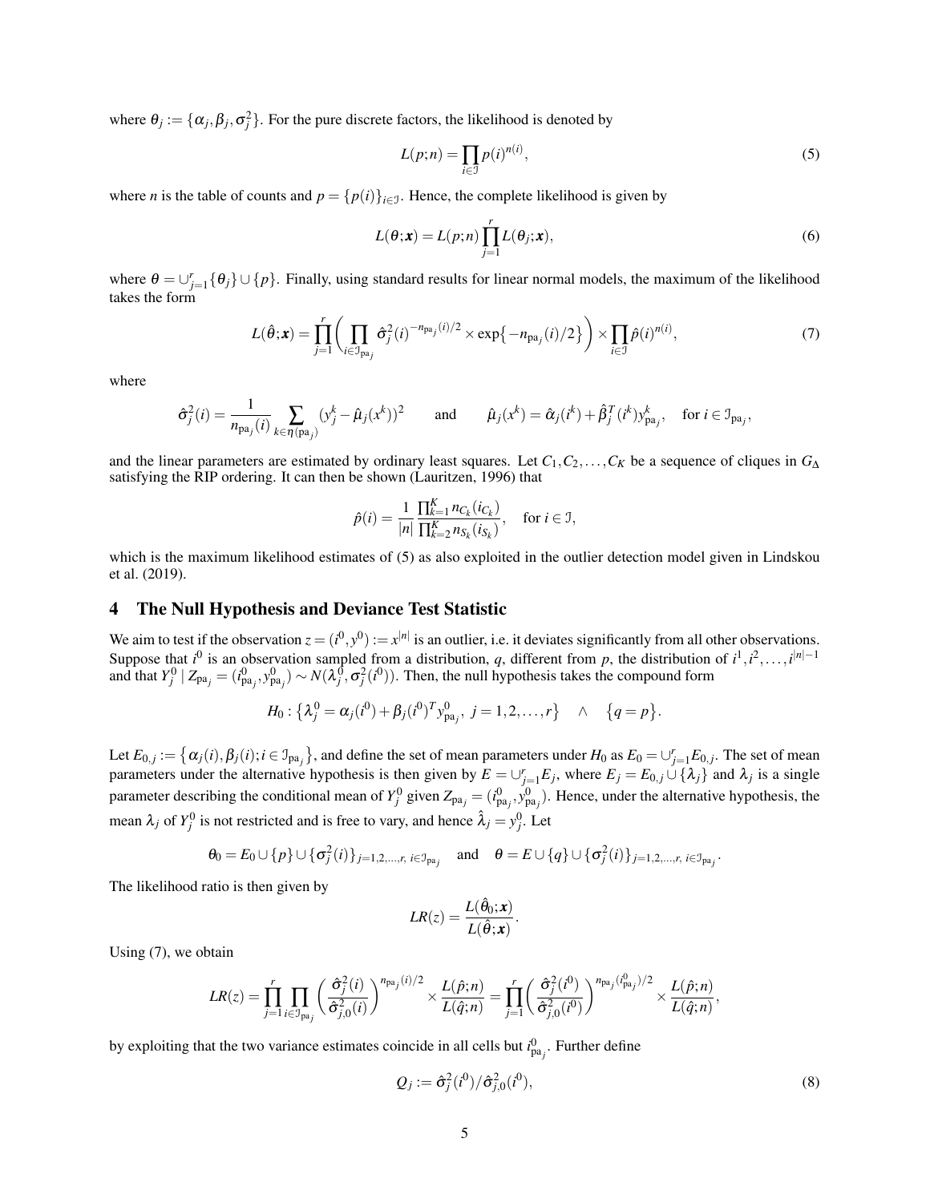where $\theta_j := \{\alpha_j, \beta_j, \sigma_j^2\}$. For the pure discrete factors, the likelihood is denoted by

$$L(p;n) = \prod_{i \in \mathcal{I}} p(i)^{n(i)}, \tag{5}$$

where $n$ is the table of counts and $p = \{p(i)\}_{i \in \mathcal{I}}$. Hence, the complete likelihood is given by

$$L(\theta; \boldsymbol{x}) = L(p;n) \prod_{j=1}^{r} L(\theta_j; \boldsymbol{x}), \tag{6}$$

where $\theta = \cup_{j=1}^{r}\{\theta_j\} \cup \{p\}$. Finally, using standard results for linear normal models, the maximum of the likelihood takes the form

$$L(\hat{\theta}; \boldsymbol{x}) = \prod_{j=1}^{r} \left( \prod_{i \in \mathcal{I}_{\text{pa}_j}} \hat{\sigma}_j^2(i)^{-n_{\text{pa}_j}(i)/2} \times \exp\{-n_{\text{pa}_j}(i)/2\} \right) \times \prod_{i \in \mathcal{I}} \hat{p}(i)^{n(i)}, \tag{7}$$

where

$$\hat{\sigma}_j^2(i) = \frac{1}{n_{\text{pa}_j}(i)} \sum_{k \in \eta(\text{pa}_j)} (y_j^k - \hat{\mu}_j(x^k))^2 \qquad \text{and} \qquad \hat{\mu}_j(x^k) = \hat{\alpha}_j(i^k) + \hat{\beta}_j^T(i^k) y_{\text{pa}_j}^k, \quad \text{for } i \in \mathcal{I}_{\text{pa}_j},$$

and the linear parameters are estimated by ordinary least squares. Let $C_1, C_2, \ldots, C_K$ be a sequence of cliques in $G_\Delta$ satisfying the RIP ordering. It can then be shown (Lauritzen, 1996) that

$$\hat{p}(i) = \frac{1}{|n|} \frac{\prod_{k=1}^{K} n_{C_k}(i_{C_k})}{\prod_{k=2}^{K} n_{S_k}(i_{S_k})}, \quad \text{for } i \in \mathcal{I},$$

which is the maximum likelihood estimates of (5) as also exploited in the outlier detection model given in Lindskou et al. (2019).

## 4 The Null Hypothesis and Deviance Test Statistic

We aim to test if the observation $z = (i^0, y^0) := x^{|n|}$ is an outlier, i.e. it deviates significantly from all other observations. Suppose that $i^0$ is an observation sampled from a distribution, $q$, different from $p$, the distribution of $i^1, i^2, \ldots, i^{|n|-1}$ and that $Y_j^0 \mid Z_{\text{pa}_j} = (i_{\text{pa}_j}^0, y_{\text{pa}_j}^0) \sim N(\lambda_j^0, \sigma_j^2(i^0))$. Then, the null hypothesis takes the compound form

$$H_0 : \{\lambda_j^0 = \alpha_j(i^0) + \beta_j(i^0)^T y_{\text{pa}_j}^0, \ j = 1, 2, \ldots, r\} \quad \wedge \quad \{q = p\}.$$

Let $E_{0,j} := \{\alpha_j(i), \beta_j(i); i \in \mathcal{I}_{\text{pa}_j}\}$, and define the set of mean parameters under $H_0$ as $E_0 = \cup_{j=1}^{r} E_{0,j}$. The set of mean parameters under the alternative hypothesis is then given by $E = \cup_{j=1}^{r} E_j$, where $E_j = E_{0,j} \cup \{\lambda_j\}$ and $\lambda_j$ is a single parameter describing the conditional mean of $Y_j^0$ given $Z_{\text{pa}_j} = (i_{\text{pa}_j}^0, y_{\text{pa}_j}^0)$. Hence, under the alternative hypothesis, the mean $\lambda_j$ of $Y_j^0$ is not restricted and is free to vary, and hence $\hat{\lambda}_j = y_j^0$. Let

$$\theta_0 = E_0 \cup \{p\} \cup \{\sigma_j^2(i)\}_{j=1,2,\ldots,r, \ i \in \mathcal{I}_{\text{pa}_j}} \quad \text{and} \quad \theta = E \cup \{q\} \cup \{\sigma_j^2(i)\}_{j=1,2,\ldots,r, \ i \in \mathcal{I}_{\text{pa}_j}}.$$

The likelihood ratio is then given by

$$LR(z) = \frac{L(\hat{\theta}_0; \boldsymbol{x})}{L(\hat{\theta}; \boldsymbol{x})}.$$

Using (7), we obtain

$$LR(z) = \prod_{j=1}^{r} \prod_{i \in \mathcal{I}_{\text{pa}_j}} \left( \frac{\hat{\sigma}_j^2(i)}{\hat{\sigma}_{j,0}^2(i)} \right)^{n_{\text{pa}_j}(i)/2} \times \frac{L(\hat{p};n)}{L(\hat{q};n)} = \prod_{j=1}^{r} \left( \frac{\hat{\sigma}_j^2(i^0)}{\hat{\sigma}_{j,0}^2(i^0)} \right)^{n_{\text{pa}_j}(i_{\text{pa}_j}^0)/2} \times \frac{L(\hat{p};n)}{L(\hat{q};n)},$$

by exploiting that the two variance estimates coincide in all cells but $i_{\text{pa}_j}^0$. Further define

$$Q_j := \hat{\sigma}_j^2(i^0) / \hat{\sigma}_{j,0}^2(i^0), \tag{8}$$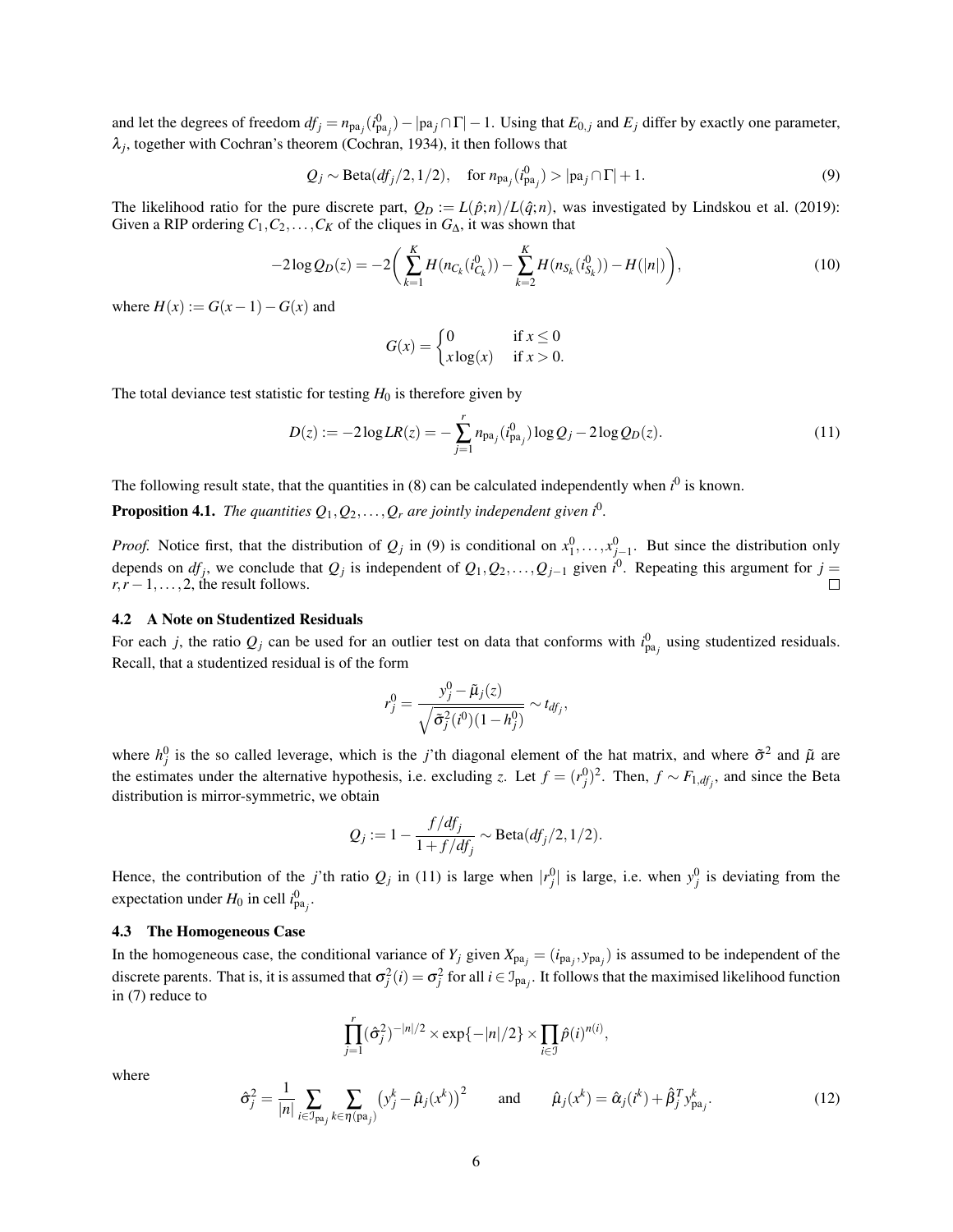and let the degrees of freedom $df_j = n_{\mathrm{pa}_j}(i^0_{\mathrm{pa}_j}) - |\mathrm{pa}_j \cap \Gamma| - 1$. Using that $E_{0,j}$ and $E_j$ differ by exactly one parameter, $\lambda_j$, together with Cochran's theorem (Cochran, 1934), it then follows that

$$
Q_j \sim \mathrm{Beta}(df_j/2, 1/2), \quad \text{for } n_{\mathrm{pa}_j}(i^0_{\mathrm{pa}_j}) > |\mathrm{pa}_j \cap \Gamma| + 1. \tag{9}
$$

The likelihood ratio for the pure discrete part, $Q_D := L(\hat{p}; n)/L(\hat{q}; n)$, was investigated by Lindskou et al. (2019): Given a RIP ordering $C_1, C_2, \ldots, C_K$ of the cliques in $G_\Delta$, it was shown that

$$
-2\log Q_D(z) = -2\left( \sum_{k=1}^{K} H(n_{C_k}(i^0_{C_k})) - \sum_{k=2}^{K} H(n_{S_k}(i^0_{S_k})) - H(|n|) \right), \tag{10}
$$

where $H(x) := G(x-1) - G(x)$ and

$$
G(x) = \begin{cases} 0 & \text{if } x \leq 0 \\ x\log(x) & \text{if } x > 0. \end{cases}
$$

The total deviance test statistic for testing $H_0$ is therefore given by

$$
D(z) := -2\log LR(z) = -\sum_{j=1}^{r} n_{\mathrm{pa}_j}(i^0_{\mathrm{pa}_j}) \log Q_j - 2\log Q_D(z). \tag{11}
$$

The following result state, that the quantities in (8) can be calculated independently when $i^0$ is known.

**Proposition 4.1.** *The quantities $Q_1, Q_2, \ldots, Q_r$ are jointly independent given $i^0$.*

*Proof.* Notice first, that the distribution of $Q_j$ in (9) is conditional on $x^0_1, \ldots, x^0_{j-1}$. But since the distribution only depends on $df_j$, we conclude that $Q_j$ is independent of $Q_1, Q_2, \ldots, Q_{j-1}$ given $i^0$. Repeating this argument for $j = r, r-1, \ldots, 2$, the result follows. □

### 4.2 A Note on Studentized Residuals

For each $j$, the ratio $Q_j$ can be used for an outlier test on data that conforms with $i^0_{\mathrm{pa}_j}$ using studentized residuals. Recall, that a studentized residual is of the form

$$
r^0_j = \frac{y^0_j - \tilde{\mu}_j(z)}{\sqrt{\tilde{\sigma}^2_j(i^0)(1 - h^0_j)}} \sim t_{df_j},
$$

where $h^0_j$ is the so called leverage, which is the $j$'th diagonal element of the hat matrix, and where $\tilde{\sigma}^2$ and $\tilde{\mu}$ are the estimates under the alternative hypothesis, i.e. excluding $z$. Let $f = (r^0_j)^2$. Then, $f \sim F_{1, df_j}$, and since the Beta distribution is mirror-symmetric, we obtain

$$
Q_j := 1 - \frac{f/df_j}{1 + f/df_j} \sim \mathrm{Beta}(df_j/2, 1/2).
$$

Hence, the contribution of the $j$'th ratio $Q_j$ in (11) is large when $|r^0_j|$ is large, i.e. when $y^0_j$ is deviating from the expectation under $H_0$ in cell $i^0_{\mathrm{pa}_j}$.

### 4.3 The Homogeneous Case

In the homogeneous case, the conditional variance of $Y_j$ given $X_{\mathrm{pa}_j} = (i_{\mathrm{pa}_j}, y_{\mathrm{pa}_j})$ is assumed to be independent of the discrete parents. That is, it is assumed that $\sigma^2_j(i) = \sigma^2_j$ for all $i \in \mathcal{I}_{\mathrm{pa}_j}$. It follows that the maximised likelihood function in (7) reduce to

$$
\prod_{j=1}^{r} (\hat{\sigma}^2_j)^{-|n|/2} \times \exp\{-|n|/2\} \times \prod_{i \in \mathcal{I}} \hat{p}(i)^{n(i)},
$$

where

$$
\hat{\sigma}^2_j = \frac{1}{|n|} \sum_{i \in \mathcal{I}_{\mathrm{pa}_j}} \sum_{k \in \eta(\mathrm{pa}_j)} \left( y^k_j - \hat{\mu}_j(x^k) \right)^2 \qquad \text{and} \qquad \hat{\mu}_j(x^k) = \hat{\alpha}_j(i^k) + \hat{\beta}^T_j y^k_{\mathrm{pa}_j}. \tag{12}
$$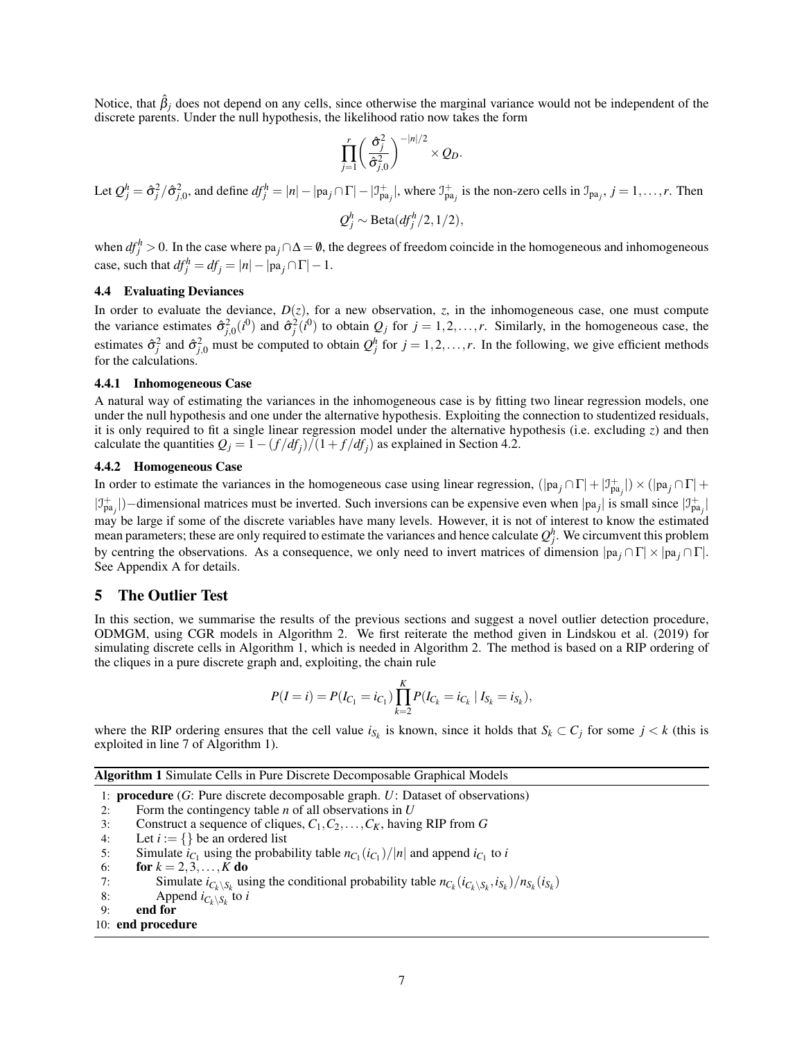Notice, that $\hat{\beta}_j$ does not depend on any cells, since otherwise the marginal variance would not be independent of the discrete parents. Under the null hypothesis, the likelihood ratio now takes the form

$$\prod_{j=1}^{r} \left( \frac{\hat{\sigma}_j^2}{\hat{\sigma}_{j,0}^2} \right)^{-|n|/2} \times Q_D.$$

Let $Q_j^h = \hat{\sigma}_j^2 / \hat{\sigma}_{j,0}^2$, and define $df_j^h = |n| - |\text{pa}_j \cap \Gamma| - |\mathcal{I}_{\text{pa}_j}^+|$, where $\mathcal{I}_{\text{pa}_j}^+$ is the non-zero cells in $\mathcal{I}_{\text{pa}_j}$, $j = 1, \ldots, r$. Then

$$Q_j^h \sim \text{Beta}(df_j^h/2, 1/2),$$

when $df_j^h > 0$. In the case where $\text{pa}_j \cap \Delta = \emptyset$, the degrees of freedom coincide in the homogeneous and inhomogeneous case, such that $df_j^h = df_j = |n| - |\text{pa}_j \cap \Gamma| - 1$.

### 4.4 Evaluating Deviances

In order to evaluate the deviance, $D(z)$, for a new observation, $z$, in the inhomogeneous case, one must compute the variance estimates $\hat{\sigma}_{j,0}^2(i^0)$ and $\hat{\sigma}_j^2(i^0)$ to obtain $Q_j$ for $j = 1, 2, \ldots, r$. Similarly, in the homogeneous case, the estimates $\hat{\sigma}_j^2$ and $\hat{\sigma}_{j,0}^2$ must be computed to obtain $Q_j^h$ for $j = 1, 2, \ldots, r$. In the following, we give efficient methods for the calculations.

#### 4.4.1 Inhomogeneous Case

A natural way of estimating the variances in the inhomogeneous case is by fitting two linear regression models, one under the null hypothesis and one under the alternative hypothesis. Exploiting the connection to studentized residuals, it is only required to fit a single linear regression model under the alternative hypothesis (i.e. excluding $z$) and then calculate the quantities $Q_j = 1 - (f/df_j)/(1 + f/df_j)$ as explained in Section 4.2.

#### 4.4.2 Homogeneous Case

In order to estimate the variances in the homogeneous case using linear regression, $(|\text{pa}_j \cap \Gamma| + |\mathcal{I}_{\text{pa}_j}^+|) \times (|\text{pa}_j \cap \Gamma| + |\mathcal{I}_{\text{pa}_j}^+|)-$dimensional matrices must be inverted. Such inversions can be expensive even when $|\text{pa}_j|$ is small since $|\mathcal{I}_{\text{pa}_j}^+|$ may be large if some of the discrete variables have many levels. However, it is not of interest to know the estimated mean parameters; these are only required to estimate the variances and hence calculate $Q_j^h$. We circumvent this problem by centring the observations. As a consequence, we only need to invert matrices of dimension $|\text{pa}_j \cap \Gamma| \times |\text{pa}_j \cap \Gamma|$. See Appendix A for details.

## 5 The Outlier Test

In this section, we summarise the results of the previous sections and suggest a novel outlier detection procedure, ODMGM, using CGR models in Algorithm 2. We first reiterate the method given in Lindskou et al. (2019) for simulating discrete cells in Algorithm 1, which is needed in Algorithm 2. The method is based on a RIP ordering of the cliques in a pure discrete graph and, exploiting, the chain rule

$$P(I = i) = P(I_{C_1} = i_{C_1}) \prod_{k=2}^{K} P(I_{C_k} = i_{C_k} \mid I_{S_k} = i_{S_k}),$$

where the RIP ordering ensures that the cell value $i_{S_k}$ is known, since it holds that $S_k \subset C_j$ for some $j < k$ (this is exploited in line 7 of Algorithm 1).

**Algorithm 1** Simulate Cells in Pure Discrete Decomposable Graphical Models

1: **procedure** ($G$: Pure discrete decomposable graph. $U$: Dataset of observations)
2: &nbsp;&nbsp;&nbsp;&nbsp;Form the contingency table $n$ of all observations in $U$
3: &nbsp;&nbsp;&nbsp;&nbsp;Construct a sequence of cliques, $C_1, C_2, \ldots, C_K$, having RIP from $G$
4: &nbsp;&nbsp;&nbsp;&nbsp;Let $i := \{\}$ be an ordered list
5: &nbsp;&nbsp;&nbsp;&nbsp;Simulate $i_{C_1}$ using the probability table $n_{C_1}(i_{C_1})/|n|$ and append $i_{C_1}$ to $i$
6: &nbsp;&nbsp;&nbsp;&nbsp;**for** $k = 2, 3, \ldots, K$ **do**
7: &nbsp;&nbsp;&nbsp;&nbsp;&nbsp;&nbsp;&nbsp;&nbsp;Simulate $i_{C_k \setminus S_k}$ using the conditional probability table $n_{C_k}(i_{C_k \setminus S_k}, i_{S_k})/n_{S_k}(i_{S_k})$
8: &nbsp;&nbsp;&nbsp;&nbsp;&nbsp;&nbsp;&nbsp;&nbsp;Append $i_{C_k \setminus S_k}$ to $i$
9: &nbsp;&nbsp;&nbsp;&nbsp;**end for**
10: **end procedure**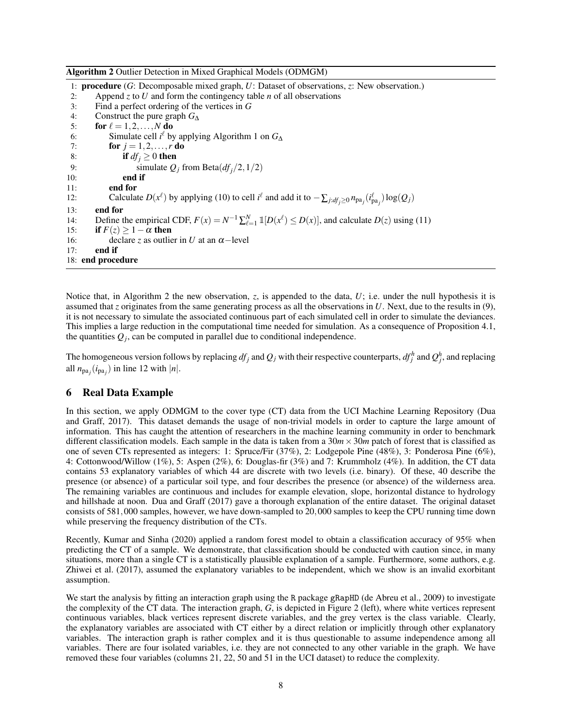**Algorithm 2** Outlier Detection in Mixed Graphical Models (ODMGM)

```
1: procedure (G: Decomposable mixed graph, U: Dataset of observations, z: New observation.)
2:     Append z to U and form the contingency table n of all observations
3:     Find a perfect ordering of the vertices in G
4:     Construct the pure graph G_Δ
5:     for ℓ = 1,2,...,N do
6:         Simulate cell i^ℓ by applying Algorithm 1 on G_Δ
7:         for j = 1,2,...,r do
8:             if df_j ≥ 0 then
9:                 simulate Q_j from Beta(df_j/2, 1/2)
10:            end if
11:        end for
12:        Calculate D(x^ℓ) by applying (10) to cell i^ℓ and add it to −Σ_{j:df_j≥0} n_{pa_j}(i^ℓ_{pa_j}) log(Q_j)
13:    end for
14:    Define the empirical CDF, F(x) = N^{-1} Σ_{ℓ=1}^{N} 1[D(x^ℓ) ≤ D(x)], and calculate D(z) using (11)
15:    if F(z) ≥ 1 − α then
16:        declare z as outlier in U at an α−level
17:    end if
18: end procedure
```

Notice that, in Algorithm 2 the new observation, $z$, is appended to the data, $U$; i.e. under the null hypothesis it is assumed that $z$ originates from the same generating process as all the observations in $U$. Next, due to the results in (9), it is not necessary to simulate the associated continuous part of each simulated cell in order to simulate the deviances. This implies a large reduction in the computational time needed for simulation. As a consequence of Proposition 4.1, the quantities $Q_j$, can be computed in parallel due to conditional independence.

The homogeneous version follows by replacing $df_j$ and $Q_j$ with their respective counterparts, $df_j^h$ and $Q_j^h$, and replacing all $n_{\text{pa}_j}(i_{\text{pa}_j})$ in line 12 with $|n|$.

## 6 Real Data Example

In this section, we apply ODMGM to the cover type (CT) data from the UCI Machine Learning Repository (Dua and Graff, 2017). This dataset demands the usage of non-trivial models in order to capture the large amount of information. This has caught the attention of researchers in the machine learning community in order to benchmark different classification models. Each sample in the data is taken from a $30m \times 30m$ patch of forest that is classified as one of seven CTs represented as integers: 1: Spruce/Fir (37%), 2: Lodgepole Pine (48%), 3: Ponderosa Pine (6%), 4: Cottonwood/Willow (1%), 5: Aspen (2%), 6: Douglas-fir (3%) and 7: Krummholz (4%). In addition, the CT data contains 53 explanatory variables of which 44 are discrete with two levels (i.e. binary). Of these, 40 describe the presence (or absence) of a particular soil type, and four describes the presence (or absence) of the wilderness area. The remaining variables are continuous and includes for example elevation, slope, horizontal distance to hydrology and hillshade at noon. Dua and Graff (2017) gave a thorough explanation of the entire dataset. The original dataset consists of $581,000$ samples, however, we have down-sampled to $20,000$ samples to keep the CPU running time down while preserving the frequency distribution of the CTs.

Recently, Kumar and Sinha (2020) applied a random forest model to obtain a classification accuracy of 95% when predicting the CT of a sample. We demonstrate, that classification should be conducted with caution since, in many situations, more than a single CT is a statistically plausible explanation of a sample. Furthermore, some authors, e.g. Zhiwei et al. (2017), assumed the explanatory variables to be independent, which we show is an invalid exorbitant assumption.

We start the analysis by fitting an interaction graph using the `R` package `gRapHD` (de Abreu et al., 2009) to investigate the complexity of the CT data. The interaction graph, $G$, is depicted in Figure 2 (left), where white vertices represent continuous variables, black vertices represent discrete variables, and the grey vertex is the class variable. Clearly, the explanatory variables are associated with CT either by a direct relation or implicitly through other explanatory variables. The interaction graph is rather complex and it is thus questionable to assume independence among all variables. There are four isolated variables, i.e. they are not connected to any other variable in the graph. We have removed these four variables (columns 21, 22, 50 and 51 in the UCI dataset) to reduce the complexity.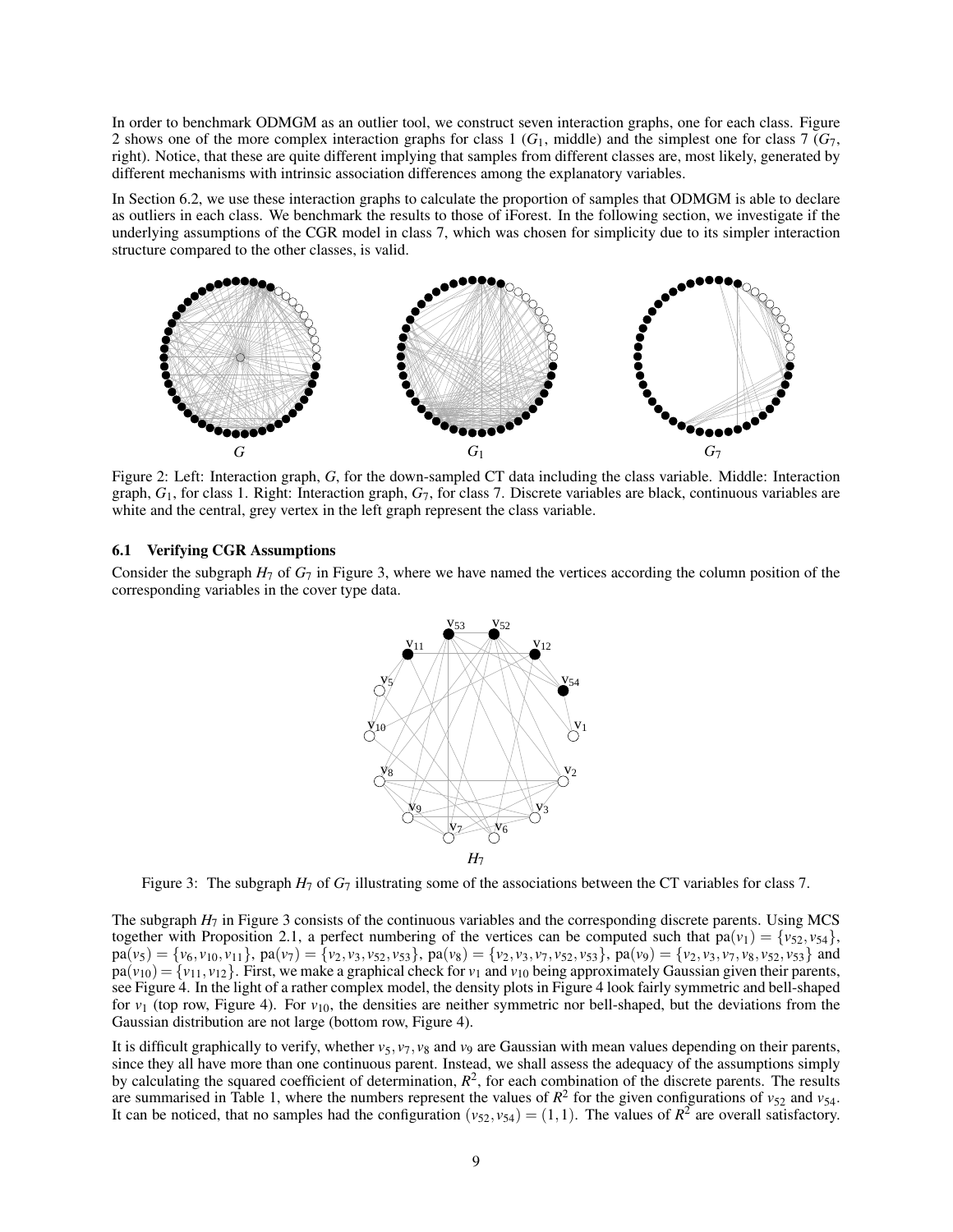In order to benchmark ODMGM as an outlier tool, we construct seven interaction graphs, one for each class. Figure 2 shows one of the more complex interaction graphs for class 1 ($G_1$, middle) and the simplest one for class 7 ($G_7$, right). Notice, that these are quite different implying that samples from different classes are, most likely, generated by different mechanisms with intrinsic association differences among the explanatory variables.

In Section 6.2, we use these interaction graphs to calculate the proportion of samples that ODMGM is able to declare as outliers in each class. We benchmark the results to those of iForest. In the following section, we investigate if the underlying assumptions of the CGR model in class 7, which was chosen for simplicity due to its simpler interaction structure compared to the other classes, is valid.

Figure 2: Left: Interaction graph, $G$, for the down-sampled CT data including the class variable. Middle: Interaction graph, $G_1$, for class 1. Right: Interaction graph, $G_7$, for class 7. Discrete variables are black, continuous variables are white and the central, grey vertex in the left graph represent the class variable.

### 6.1 Verifying CGR Assumptions

Consider the subgraph $H_7$ of $G_7$ in Figure 3, where we have named the vertices according the column position of the corresponding variables in the cover type data.

Figure 3: The subgraph $H_7$ of $G_7$ illustrating some of the associations between the CT variables for class 7.

The subgraph $H_7$ in Figure 3 consists of the continuous variables and the corresponding discrete parents. Using MCS together with Proposition 2.1, a perfect numbering of the vertices can be computed such that $\text{pa}(v_1) = \{v_{52}, v_{54}\}$, $\text{pa}(v_5) = \{v_6, v_{10}, v_{11}\}$, $\text{pa}(v_7) = \{v_2, v_3, v_{52}, v_{53}\}$, $\text{pa}(v_8) = \{v_2, v_3, v_7, v_{52}, v_{53}\}$, $\text{pa}(v_9) = \{v_2, v_3, v_7, v_8, v_{52}, v_{53}\}$ and $\text{pa}(v_{10}) = \{v_{11}, v_{12}\}$. First, we make a graphical check for $v_1$ and $v_{10}$ being approximately Gaussian given their parents, see Figure 4. In the light of a rather complex model, the density plots in Figure 4 look fairly symmetric and bell-shaped for $v_1$ (top row, Figure 4). For $v_{10}$, the densities are neither symmetric nor bell-shaped, but the deviations from the Gaussian distribution are not large (bottom row, Figure 4).

It is difficult graphically to verify, whether $v_5, v_7, v_8$ and $v_9$ are Gaussian with mean values depending on their parents, since they all have more than one continuous parent. Instead, we shall assess the adequacy of the assumptions simply by calculating the squared coefficient of determination, $R^2$, for each combination of the discrete parents. The results are summarised in Table 1, where the numbers represent the values of $R^2$ for the given configurations of $v_{52}$ and $v_{54}$. It can be noticed, that no samples had the configuration $(v_{52}, v_{54}) = (1,1)$. The values of $R^2$ are overall satisfactory.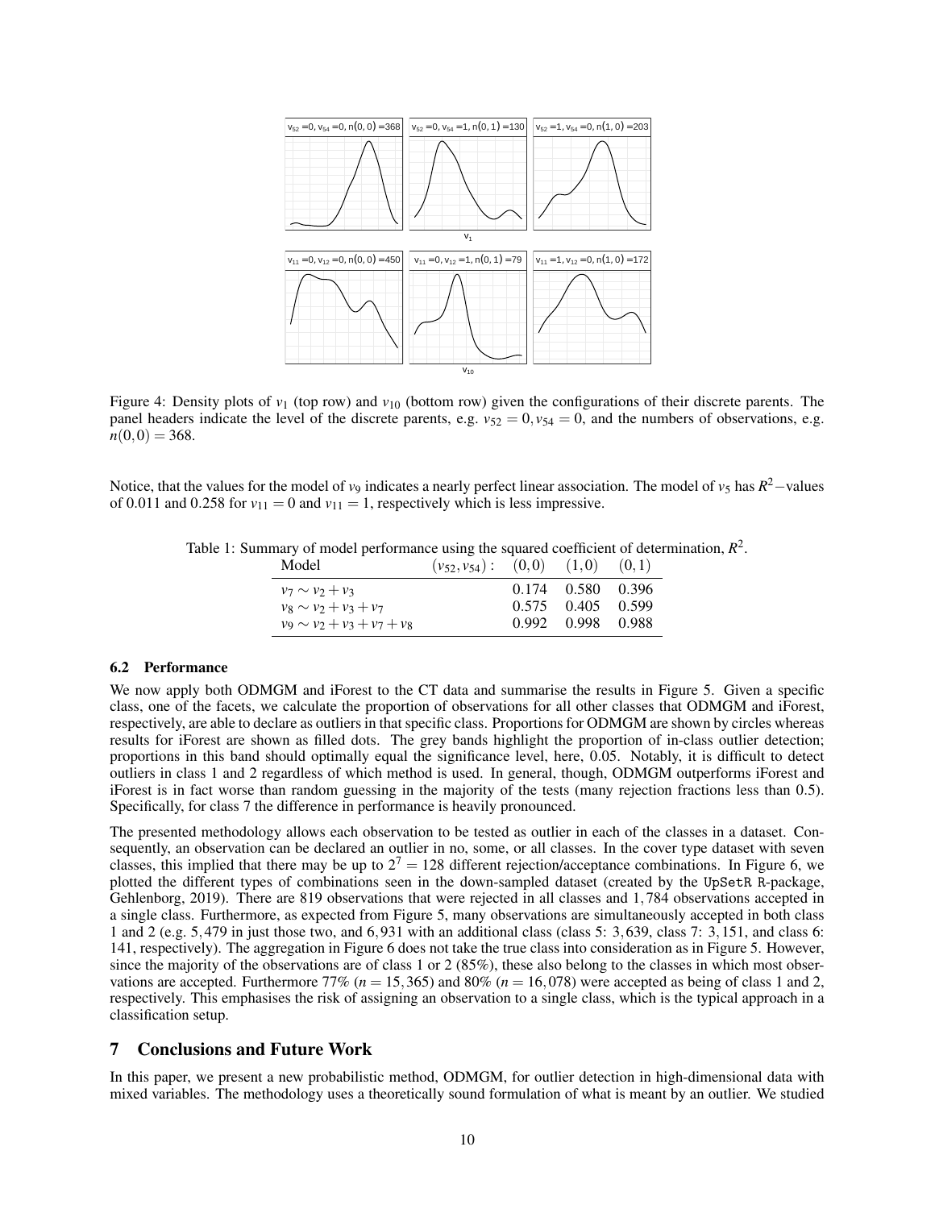Figure 4: Density plots of $v_1$ (top row) and $v_{10}$ (bottom row) given the configurations of their discrete parents. The panel headers indicate the level of the discrete parents, e.g. $v_{52} = 0, v_{54} = 0$, and the numbers of observations, e.g. $n(0,0) = 368$.

Notice, that the values for the model of $v_9$ indicates a nearly perfect linear association. The model of $v_5$ has $R^2-$values of 0.011 and 0.258 for $v_{11} = 0$ and $v_{11} = 1$, respectively which is less impressive.

Table 1: Summary of model performance using the squared coefficient of determination, $R^2$.

| Model | $(v_{52}, v_{54})$ : | $(0,0)$ | $(1,0)$ | $(0,1)$ |
|---|---|---|---|---|
| $v_7 \sim v_2 + v_3$ | | 0.174 | 0.580 | 0.396 |
| $v_8 \sim v_2 + v_3 + v_7$ | | 0.575 | 0.405 | 0.599 |
| $v_9 \sim v_2 + v_3 + v_7 + v_8$ | | 0.992 | 0.998 | 0.988 |

### 6.2 Performance

We now apply both ODMGM and iForest to the CT data and summarise the results in Figure 5. Given a specific class, one of the facets, we calculate the proportion of observations for all other classes that ODMGM and iForest, respectively, are able to declare as outliers in that specific class. Proportions for ODMGM are shown by circles whereas results for iForest are shown as filled dots. The grey bands highlight the proportion of in-class outlier detection; proportions in this band should optimally equal the significance level, here, 0.05. Notably, it is difficult to detect outliers in class 1 and 2 regardless of which method is used. In general, though, ODMGM outperforms iForest and iForest is in fact worse than random guessing in the majority of the tests (many rejection fractions less than 0.5). Specifically, for class 7 the difference in performance is heavily pronounced.

The presented methodology allows each observation to be tested as outlier in each of the classes in a dataset. Consequently, an observation can be declared an outlier in no, some, or all classes. In the cover type dataset with seven classes, this implied that there may be up to $2^7 = 128$ different rejection/acceptance combinations. In Figure 6, we plotted the different types of combinations seen in the down-sampled dataset (created by the `UpSetR` R-package, Gehlenborg, 2019). There are 819 observations that were rejected in all classes and 1,784 observations accepted in a single class. Furthermore, as expected from Figure 5, many observations are simultaneously accepted in both class 1 and 2 (e.g. 5,479 in just those two, and 6,931 with an additional class (class 5: 3,639, class 7: 3,151, and class 6: 141, respectively). The aggregation in Figure 6 does not take the true class into consideration as in Figure 5. However, since the majority of the observations are of class 1 or 2 (85%), these also belong to the classes in which most observations are accepted. Furthermore 77% ($n = 15,365$) and 80% ($n = 16,078$) were accepted as being of class 1 and 2, respectively. This emphasises the risk of assigning an observation to a single class, which is the typical approach in a classification setup.

## 7 Conclusions and Future Work

In this paper, we present a new probabilistic method, ODMGM, for outlier detection in high-dimensional data with mixed variables. The methodology uses a theoretically sound formulation of what is meant by an outlier. We studied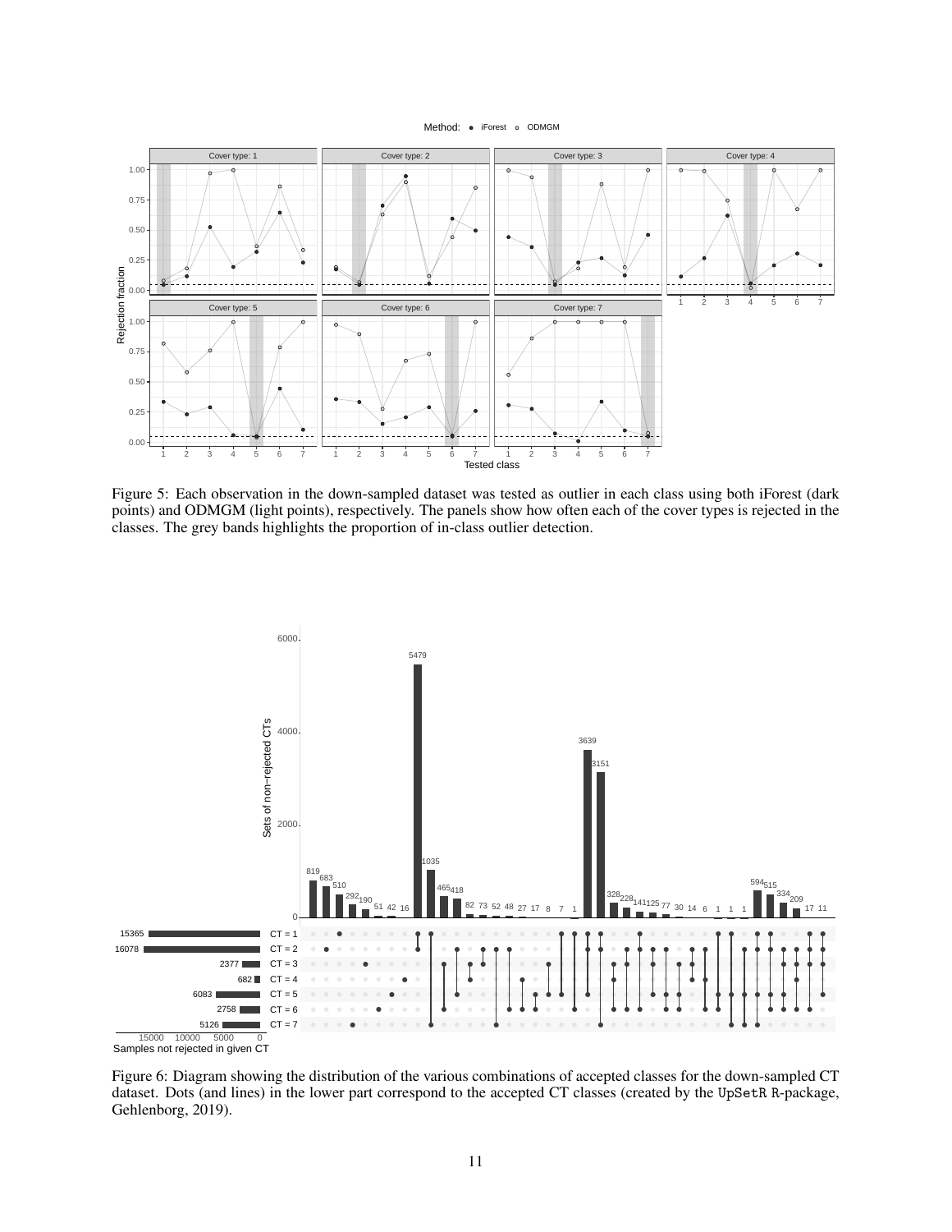Figure 5: Each observation in the down-sampled dataset was tested as outlier in each class using both iForest (dark points) and ODMGM (light points), respectively. The panels show how often each of the cover types is rejected in the classes. The grey bands highlights the proportion of in-class outlier detection.

Figure 6: Diagram showing the distribution of the various combinations of accepted classes for the down-sampled CT dataset. Dots (and lines) in the lower part correspond to the accepted CT classes (created by the UpSetR R-package, Gehlenborg, 2019).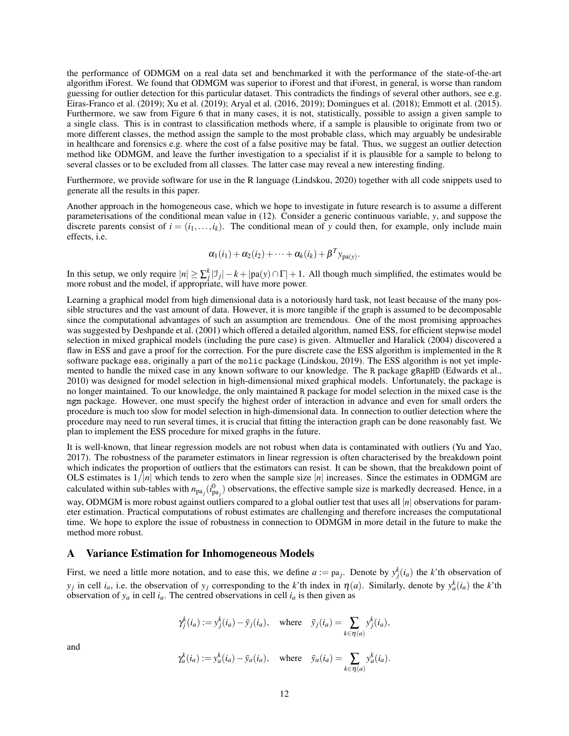the performance of ODMGM on a real data set and benchmarked it with the performance of the state-of-the-art algorithm iForest. We found that ODMGM was superior to iForest and that iForest, in general, is worse than random guessing for outlier detection for this particular dataset. This contradicts the findings of several other authors, see e.g. Eiras-Franco et al. (2019); Xu et al. (2019); Aryal et al. (2016, 2019); Domingues et al. (2018); Emmott et al. (2015). Furthermore, we saw from Figure 6 that in many cases, it is not, statistically, possible to assign a given sample to a single class. This is in contrast to classification methods where, if a sample is plausible to originate from two or more different classes, the method assign the sample to the most probable class, which may arguably be undesirable in healthcare and forensics e.g. where the cost of a false positive may be fatal. Thus, we suggest an outlier detection method like ODMGM, and leave the further investigation to a specialist if it is plausible for a sample to belong to several classes or to be excluded from all classes. The latter case may reveal a new interesting finding.

Furthermore, we provide software for use in the R language (Lindskou, 2020) together with all code snippets used to generate all the results in this paper.

Another approach in the homogeneous case, which we hope to investigate in future research is to assume a different parameterisations of the conditional mean value in (12). Consider a generic continuous variable, $y$, and suppose the discrete parents consist of $i = (i_1, \dots, i_k)$. The conditional mean of $y$ could then, for example, only include main effects, i.e.

$$\alpha_1(i_1) + \alpha_2(i_2) + \cdots + \alpha_k(i_k) + \beta^T y_{\mathrm{pa}(y)}.$$

In this setup, we only require $|n| \geq \sum_j^k |\mathcal{I}_j| - k + |\mathrm{pa}(y) \cap \Gamma| + 1$. All though much simplified, the estimates would be more robust and the model, if appropriate, will have more power.

Learning a graphical model from high dimensional data is a notoriously hard task, not least because of the many possible structures and the vast amount of data. However, it is more tangible if the graph is assumed to be decomposable since the computational advantages of such an assumption are tremendous. One of the most promising approaches was suggested by Deshpande et al. (2001) which offered a detailed algorithm, named ESS, for efficient stepwise model selection in mixed graphical models (including the pure case) is given. Altmueller and Haralick (2004) discovered a flaw in ESS and gave a proof for the correction. For the pure discrete case the ESS algorithm is implemented in the `R` software package `ess`, originally a part of the `molic` package (Lindskou, 2019). The ESS algorithm is not yet implemented to handle the mixed case in any known software to our knowledge. The `R` package `gRapHD` (Edwards et al., 2010) was designed for model selection in high-dimensional mixed graphical models. Unfortunately, the package is no longer maintained. To our knowledge, the only maintained `R` package for model selection in the mixed case is the `mgm` package. However, one must specify the highest order of interaction in advance and even for small orders the procedure is much too slow for model selection in high-dimensional data. In connection to outlier detection where the procedure may need to run several times, it is crucial that fitting the interaction graph can be done reasonably fast. We plan to implement the ESS procedure for mixed graphs in the future.

It is well-known, that linear regression models are not robust when data is contaminated with outliers (Yu and Yao, 2017). The robustness of the parameter estimators in linear regression is often characterised by the breakdown point which indicates the proportion of outliers that the estimators can resist. It can be shown, that the breakdown point of OLS estimates is $1/|n|$ which tends to zero when the sample size $|n|$ increases. Since the estimates in ODMGM are calculated within sub-tables with $n_{\mathrm{pa}_j}(i^0_{\mathrm{pa}_j})$ observations, the effective sample size is markedly decreased. Hence, in a way, ODMGM is more robust against outliers compared to a global outlier test that uses all $|n|$ observations for parameter estimation. Practical computations of robust estimates are challenging and therefore increases the computational time. We hope to explore the issue of robustness in connection to ODMGM in more detail in the future to make the method more robust.

## A Variance Estimation for Inhomogeneous Models

First, we need a little more notation, and to ease this, we define $a := \mathrm{pa}_j$. Denote by $y^k_j(i_a)$ the $k$'th observation of $y_j$ in cell $i_a$, i.e. the observation of $y_j$ corresponding to the $k$'th index in $\eta(a)$. Similarly, denote by $y^k_a(i_a)$ the $k$'th observation of $y_a$ in cell $i_a$. The centred observations in cell $i_a$ is then given as

$$\gamma^k_j(i_a) := y^k_j(i_a) - \bar{y}_j(i_a), \quad \text{where} \quad \bar{y}_j(i_a) = \sum_{k \in \eta(a)} y^k_j(i_a),$$

and

$$\gamma^k_a(i_a) := y^k_a(i_a) - \bar{y}_a(i_a), \quad \text{where} \quad \bar{y}_a(i_a) = \sum_{k \in \eta(a)} y^k_a(i_a).$$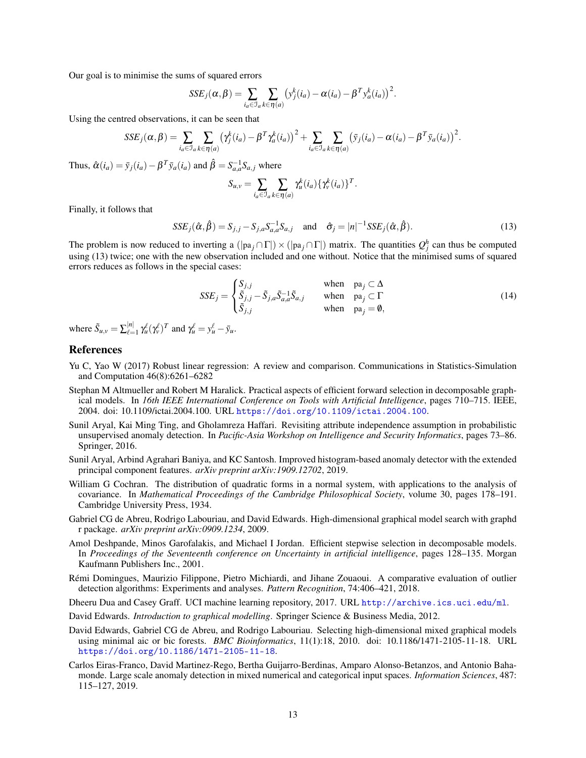Our goal is to minimise the sums of squared errors

$$SSE_j(\alpha,\beta) = \sum_{i_a \in \mathcal{I}_a} \sum_{k \in \eta(a)} \left( y_j^k(i_a) - \alpha(i_a) - \beta^T y_a^k(i_a) \right)^2.$$

Using the centred observations, it can be seen that

$$SSE_j(\alpha,\beta) = \sum_{i_a \in \mathcal{I}_a} \sum_{k \in \eta(a)} \left( \gamma_j^k(i_a) - \beta^T \gamma_a^k(i_a) \right)^2 + \sum_{i_a \in \mathcal{I}_a} \sum_{k \in \eta(a)} \left( \bar{y}_j(i_a) - \alpha(i_a) - \beta^T \bar{y}_a(i_a) \right)^2.$$

Thus, $\hat{\alpha}(i_a) = \bar{y}_j(i_a) - \beta^T \bar{y}_a(i_a)$ and $\hat{\beta} = S_{a,a}^{-1} S_{a,j}$ where

$$S_{u,v} = \sum_{i_a \in \mathcal{I}_a} \sum_{k \in \eta(a)} \gamma_u^k(i_a) \{\gamma_v^k(i_a)\}^T.$$

Finally, it follows that

$$SSE_j(\hat{\alpha},\hat{\beta}) = S_{j,j} - S_{j,a} S_{a,a}^{-1} S_{a,j} \quad \text{and} \quad \hat{\sigma}_j = |n|^{-1} SSE_j(\hat{\alpha},\hat{\beta}). \tag{13}$$

The problem is now reduced to inverting a $(|\mathrm{pa}_j \cap \Gamma|) \times (|\mathrm{pa}_j \cap \Gamma|)$ matrix. The quantities $Q_j^h$ can thus be computed using (13) twice; one with the new observation included and one without. Notice that the minimised sums of squared errors reduces as follows in the special cases:

$$SSE_j = \begin{cases} S_{j,j} & \text{when} \quad \mathrm{pa}_j \subset \Delta \\ \tilde{S}_{j,j} - \tilde{S}_{j,a} \tilde{S}_{a,a}^{-1} \tilde{S}_{a,j} & \text{when} \quad \mathrm{pa}_j \subset \Gamma \\ \tilde{S}_{j,j} & \text{when} \quad \mathrm{pa}_j = \emptyset, \end{cases} \tag{14}$$

where $\tilde{S}_{u,v} = \sum_{\ell=1}^{|n|} \gamma_u^\ell (\gamma_v^\ell)^T$ and $\gamma_u^\ell = y_u^\ell - \bar{y}_u$.

## References

Yu C, Yao W (2017) Robust linear regression: A review and comparison. Communications in Statistics-Simulation and Computation 46(8):6261–6282

Stephan M Altmueller and Robert M Haralick. Practical aspects of efficient forward selection in decomposable graphical models. In *16th IEEE International Conference on Tools with Artificial Intelligence*, pages 710–715. IEEE, 2004. doi: 10.1109/ictai.2004.100. URL https://doi.org/10.1109/ictai.2004.100.

Sunil Aryal, Kai Ming Ting, and Gholamreza Haffari. Revisiting attribute independence assumption in probabilistic unsupervised anomaly detection. In *Pacific-Asia Workshop on Intelligence and Security Informatics*, pages 73–86. Springer, 2016.

Sunil Aryal, Arbind Agrahari Baniya, and KC Santosh. Improved histogram-based anomaly detector with the extended principal component features. *arXiv preprint arXiv:1909.12702*, 2019.

William G Cochran. The distribution of quadratic forms in a normal system, with applications to the analysis of covariance. In *Mathematical Proceedings of the Cambridge Philosophical Society*, volume 30, pages 178–191. Cambridge University Press, 1934.

Gabriel CG de Abreu, Rodrigo Labouriau, and David Edwards. High-dimensional graphical model search with graphd r package. *arXiv preprint arXiv:0909.1234*, 2009.

Amol Deshpande, Minos Garofalakis, and Michael I Jordan. Efficient stepwise selection in decomposable models. In *Proceedings of the Seventeenth conference on Uncertainty in artificial intelligence*, pages 128–135. Morgan Kaufmann Publishers Inc., 2001.

Rémi Domingues, Maurizio Filippone, Pietro Michiardi, and Jihane Zouaoui. A comparative evaluation of outlier detection algorithms: Experiments and analyses. *Pattern Recognition*, 74:406–421, 2018.

Dheeru Dua and Casey Graff. UCI machine learning repository, 2017. URL http://archive.ics.uci.edu/ml.

David Edwards. *Introduction to graphical modelling*. Springer Science & Business Media, 2012.

David Edwards, Gabriel CG de Abreu, and Rodrigo Labouriau. Selecting high-dimensional mixed graphical models using minimal aic or bic forests. *BMC Bioinformatics*, 11(1):18, 2010. doi: 10.1186/1471-2105-11-18. URL https://doi.org/10.1186/1471-2105-11-18.

Carlos Eiras-Franco, David Martinez-Rego, Bertha Guijarro-Berdinas, Amparo Alonso-Betanzos, and Antonio Bahamonde. Large scale anomaly detection in mixed numerical and categorical input spaces. *Information Sciences*, 487: 115–127, 2019.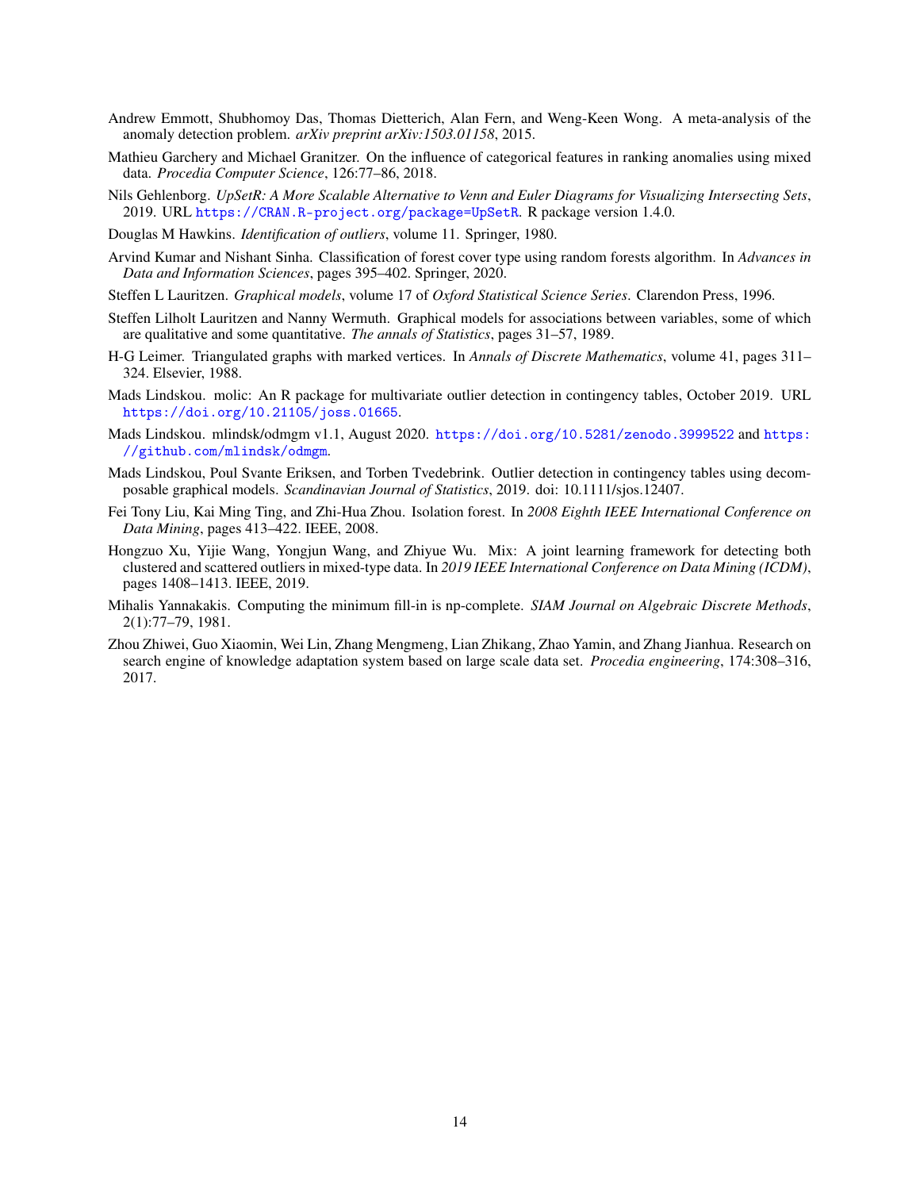Andrew Emmott, Shubhomoy Das, Thomas Dietterich, Alan Fern, and Weng-Keen Wong. A meta-analysis of the anomaly detection problem. *arXiv preprint arXiv:1503.01158*, 2015.

Mathieu Garchery and Michael Granitzer. On the influence of categorical features in ranking anomalies using mixed data. *Procedia Computer Science*, 126:77–86, 2018.

Nils Gehlenborg. *UpSetR: A More Scalable Alternative to Venn and Euler Diagrams for Visualizing Intersecting Sets*, 2019. URL https://CRAN.R-project.org/package=UpSetR. R package version 1.4.0.

Douglas M Hawkins. *Identification of outliers*, volume 11. Springer, 1980.

Arvind Kumar and Nishant Sinha. Classification of forest cover type using random forests algorithm. In *Advances in Data and Information Sciences*, pages 395–402. Springer, 2020.

Steffen L Lauritzen. *Graphical models*, volume 17 of *Oxford Statistical Science Series*. Clarendon Press, 1996.

Steffen Lilholt Lauritzen and Nanny Wermuth. Graphical models for associations between variables, some of which are qualitative and some quantitative. *The annals of Statistics*, pages 31–57, 1989.

H-G Leimer. Triangulated graphs with marked vertices. In *Annals of Discrete Mathematics*, volume 41, pages 311–324. Elsevier, 1988.

Mads Lindskou. molic: An R package for multivariate outlier detection in contingency tables, October 2019. URL https://doi.org/10.21105/joss.01665.

Mads Lindskou. mlindsk/odmgm v1.1, August 2020. https://doi.org/10.5281/zenodo.3999522 and https://github.com/mlindsk/odmgm.

Mads Lindskou, Poul Svante Eriksen, and Torben Tvedebrink. Outlier detection in contingency tables using decomposable graphical models. *Scandinavian Journal of Statistics*, 2019. doi: 10.1111/sjos.12407.

Fei Tony Liu, Kai Ming Ting, and Zhi-Hua Zhou. Isolation forest. In *2008 Eighth IEEE International Conference on Data Mining*, pages 413–422. IEEE, 2008.

Hongzuo Xu, Yijie Wang, Yongjun Wang, and Zhiyue Wu. Mix: A joint learning framework for detecting both clustered and scattered outliers in mixed-type data. In *2019 IEEE International Conference on Data Mining (ICDM)*, pages 1408–1413. IEEE, 2019.

Mihalis Yannakakis. Computing the minimum fill-in is np-complete. *SIAM Journal on Algebraic Discrete Methods*, 2(1):77–79, 1981.

Zhou Zhiwei, Guo Xiaomin, Wei Lin, Zhang Mengmeng, Lian Zhikang, Zhao Yamin, and Zhang Jianhua. Research on search engine of knowledge adaptation system based on large scale data set. *Procedia engineering*, 174:308–316, 2017.